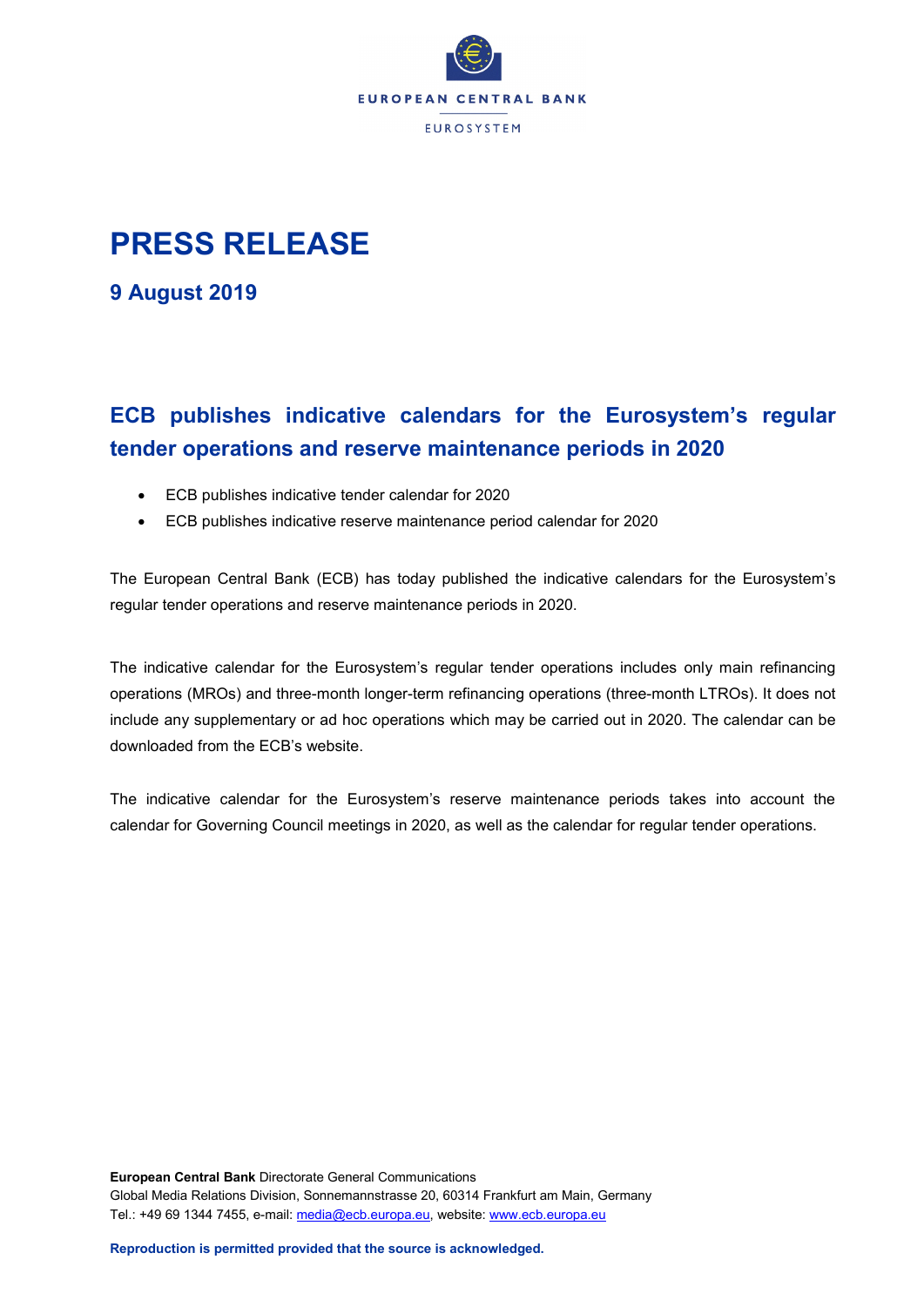EUROPEAN CENTRAL BANK

EUROSYSTEM

# PRESS RELEASE

## 9 August 2019

## ECB publishes indicative calendars for the Eurosystem's regular tender operations and reserve maintenance periods in 2020

- ECB publishes indicative tender calendar for 2020
- ECB publishes indicative reserve maintenance period calendar for 2020

The European Central Bank (ECB) has today published the indicative calendars for the Eurosystem's regular tender operations and reserve maintenance periods in 2020.

The indicative calendar for the Eurosystem's regular tender operations includes only main refinancing operations (MROs) and three-month longer-term refinancing operations (three-month LTROs). It does not include any supplementary or ad hoc operations which may be carried out in 2020. The calendar can be downloaded from the ECB's website.

The indicative calendar for the Eurosystem's reserve maintenance periods takes into account the calendar for Governing Council meetings in 2020, as well as the calendar for regular tender operations.

**European Central Bank** Directorate General Communications
Global Media Relations Division, Sonnemannstrasse 20, 60314 Frankfurt am Main, Germany
Tel.: +49 69 1344 7455, e-mail: media@ecb.europa.eu, website: www.ecb.europa.eu

**Reproduction is permitted provided that the source is acknowledged.**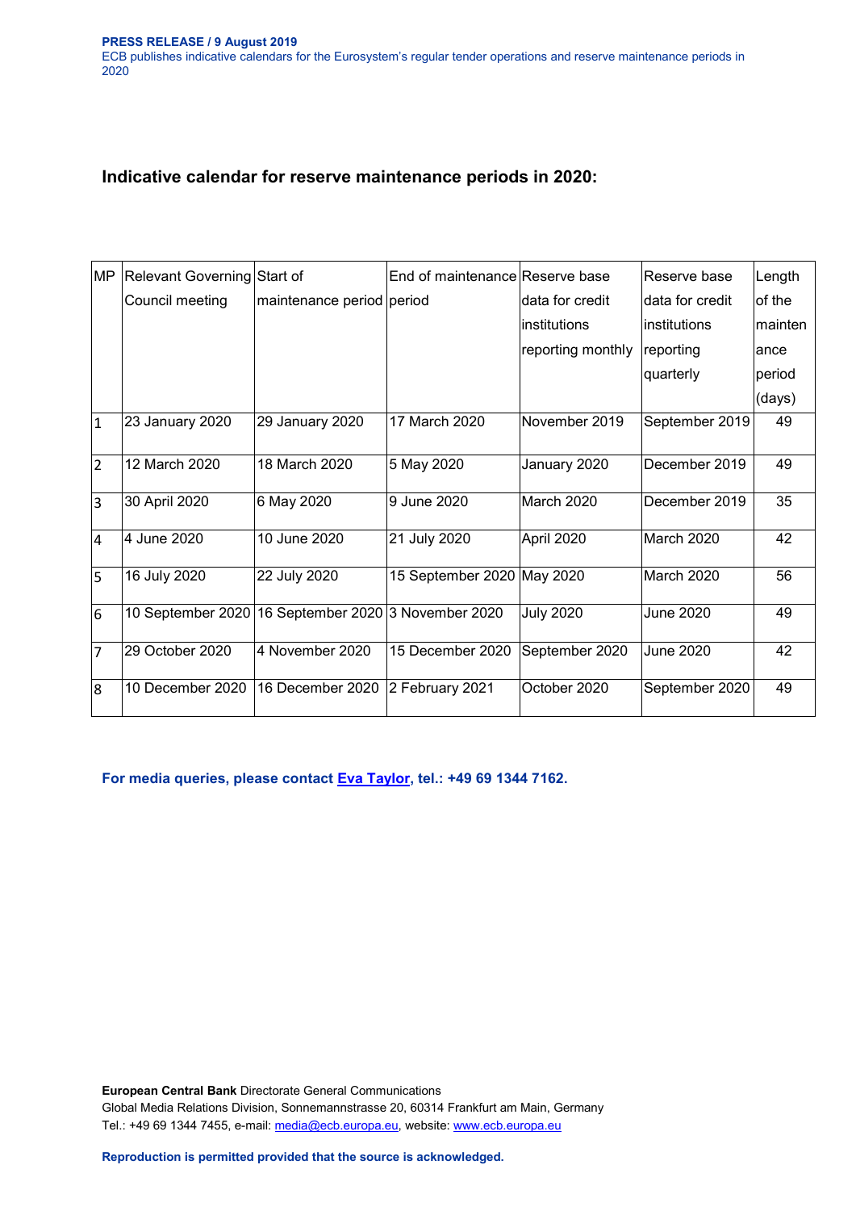## Indicative calendar for reserve maintenance periods in 2020:

| MP | Relevant Governing Council meeting | Start of maintenance period | End of maintenance period | Reserve base data for credit institutions reporting monthly | Reserve base data for credit institutions reporting quarterly | Length of the maintenance period (days) |
|---|---|---|---|---|---|---|
| 1 | 23 January 2020 | 29 January 2020 | 17 March 2020 | November 2019 | September 2019 | 49 |
| 2 | 12 March 2020 | 18 March 2020 | 5 May 2020 | January 2020 | December 2019 | 49 |
| 3 | 30 April 2020 | 6 May 2020 | 9 June 2020 | March 2020 | December 2019 | 35 |
| 4 | 4 June 2020 | 10 June 2020 | 21 July 2020 | April 2020 | March 2020 | 42 |
| 5 | 16 July 2020 | 22 July 2020 | 15 September 2020 | May 2020 | March 2020 | 56 |
| 6 | 10 September 2020 | 16 September 2020 | 3 November 2020 | July 2020 | June 2020 | 49 |
| 7 | 29 October 2020 | 4 November 2020 | 15 December 2020 | September 2020 | June 2020 | 42 |
| 8 | 10 December 2020 | 16 December 2020 | 2 February 2021 | October 2020 | September 2020 | 49 |

**For media queries, please contact Eva Taylor, tel.: +49 69 1344 7162.**

**European Central Bank** Directorate General Communications
Global Media Relations Division, Sonnemannstrasse 20, 60314 Frankfurt am Main, Germany
Tel.: +49 69 1344 7455, e-mail: media@ecb.europa.eu, website: www.ecb.europa.eu

**Reproduction is permitted provided that the source is acknowledged.**